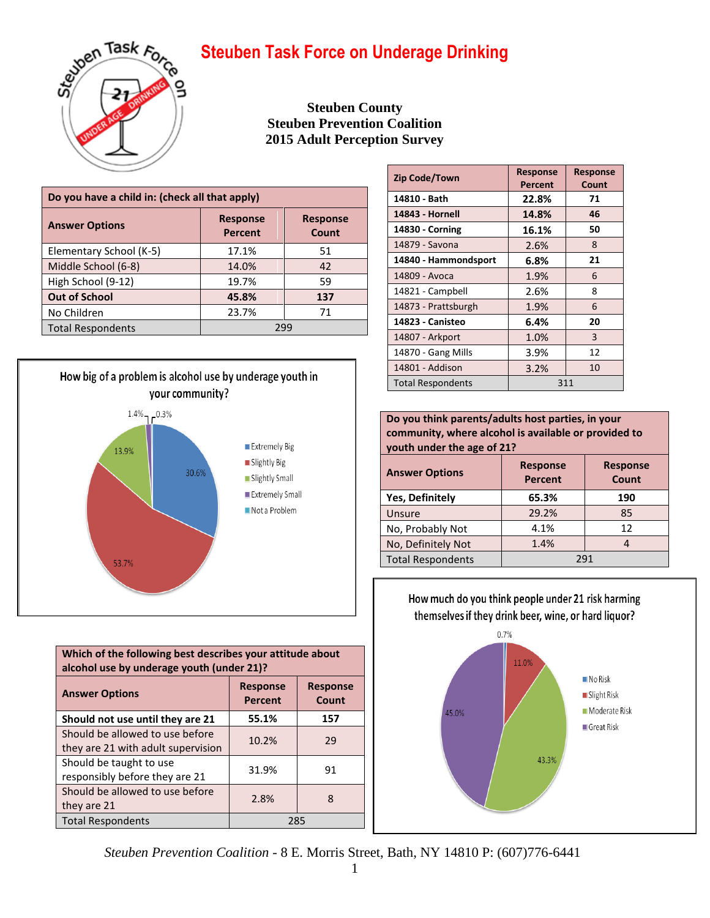# Steuben Task Force on Underage Drinking

**Steuben County**
**Steuben Prevention Coalition**
**2015 Adult Perception Survey**

| Do you have a child in: (check all that apply) | | |
|---|---|---|
| **Answer Options** | **Response Percent** | **Response Count** |
| Elementary School (K-5) | 17.1% | 51 |
| Middle School (6-8) | 14.0% | 42 |
| High School (9-12) | 19.7% | 59 |
| **Out of School** | **45.8%** | **137** |
| No Children | 23.7% | 71 |
| Total Respondents | 299 | |

| Zip Code/Town | Response Percent | Response Count |
|---|---|---|
| **14810 - Bath** | **22.8%** | **71** |
| **14843 - Hornell** | **14.8%** | **46** |
| **14830 - Corning** | **16.1%** | **50** |
| 14879 - Savona | 2.6% | 8 |
| **14840 - Hammondsport** | **6.8%** | **21** |
| 14809 - Avoca | 1.9% | 6 |
| 14821 - Campbell | 2.6% | 8 |
| 14873 - Prattsburgh | 1.9% | 6 |
| **14823 - Canisteo** | **6.4%** | **20** |
| 14807 - Arkport | 1.0% | 3 |
| 14870 - Gang Mills | 3.9% | 12 |
| 14801 - Addison | 3.2% | 10 |
| Total Respondents | 311 | |

**How big of a problem is alcohol use by underage youth in your community?**

- Extremely Big: 30.6%
- Slightly Big: 53.7%
- Slightly Small: 13.9%
- Extremely Small: 1.4%
- Not a Problem: 0.3%

| Do you think parents/adults host parties, in your community, where alcohol is available or provided to youth under the age of 21? | | |
|---|---|---|
| **Answer Options** | **Response Percent** | **Response Count** |
| **Yes, Definitely** | **65.3%** | **190** |
| Unsure | 29.2% | 85 |
| No, Probably Not | 4.1% | 12 |
| No, Definitely Not | 1.4% | 4 |
| Total Respondents | 291 | |

**How much do you think people under 21 risk harming themselves if they drink beer, wine, or hard liquor?**

- No Risk: 0.7%
- Slight Risk: 11.0%
- Moderate Risk: 43.3%
- Great Risk: 45.0%

| Which of the following best describes your attitude about alcohol use by underage youth (under 21)? | | |
|---|---|---|
| **Answer Options** | **Response Percent** | **Response Count** |
| **Should not use until they are 21** | **55.1%** | **157** |
| Should be allowed to use before they are 21 with adult supervision | 10.2% | 29 |
| Should be taught to use responsibly before they are 21 | 31.9% | 91 |
| Should be allowed to use before they are 21 | 2.8% | 8 |
| Total Respondents | 285 | |

*Steuben Prevention Coalition* - 8 E. Morris Street, Bath, NY 14810 P: (607)776-6441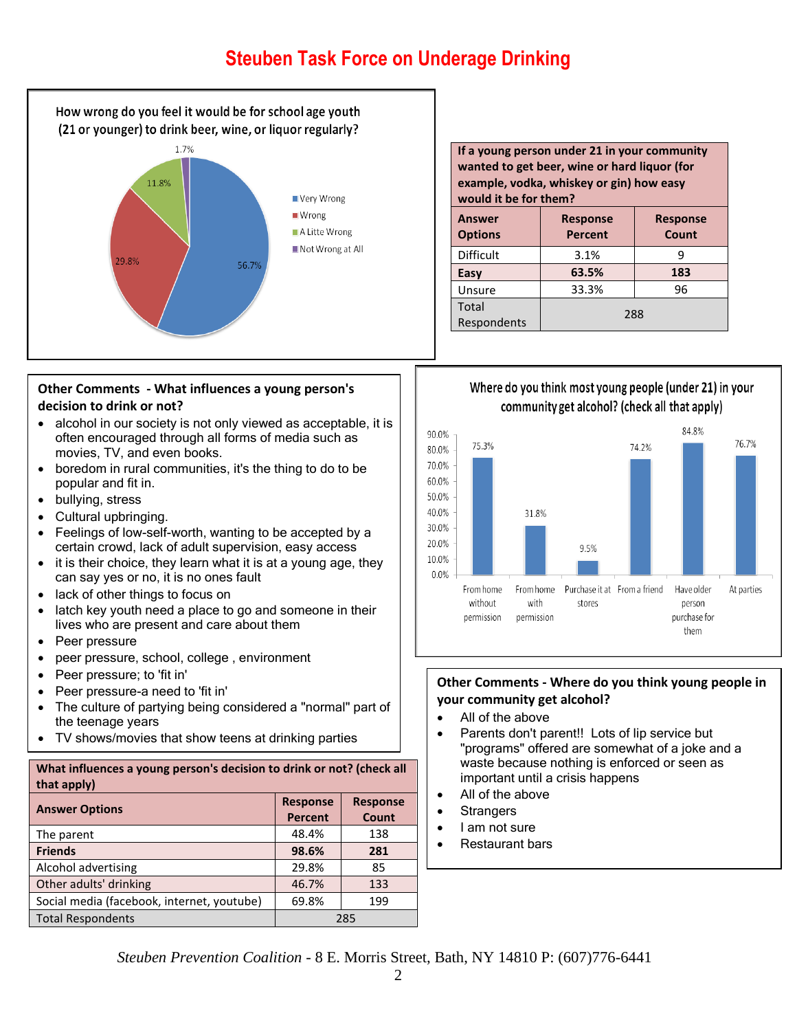# Steuben Task Force on Underage Drinking

**How wrong do you feel it would be for school age youth (21 or younger) to drink beer, wine, or liquor regularly?**

| Answer | Percent |
|---|---|
| Very Wrong | 56.7% |
| Wrong | 29.8% |
| A Litte Wrong | 11.8% |
| Not Wrong at All | 1.7% |

| If a young person under 21 in your community wanted to get beer, wine or hard liquor (for example, vodka, whiskey or gin) how easy would it be for them? | | |
|---|---|---|
| **Answer Options** | **Response Percent** | **Response Count** |
| Difficult | 3.1% | 9 |
| **Easy** | **63.5%** | **183** |
| Unsure | 33.3% | 96 |
| Total Respondents | 288 | |

**Other Comments - What influences a young person's decision to drink or not?**

- alcohol in our society is not only viewed as acceptable, it is often encouraged through all forms of media such as movies, TV, and even books.
- boredom in rural communities, it's the thing to do to be popular and fit in.
- bullying, stress
- Cultural upbringing.
- Feelings of low-self-worth, wanting to be accepted by a certain crowd, lack of adult supervision, easy access
- it is their choice, they learn what it is at a young age, they can say yes or no, it is no ones fault
- lack of other things to focus on
- latch key youth need a place to go and someone in their lives who are present and care about them
- Peer pressure
- peer pressure, school, college , environment
- Peer pressure; to 'fit in'
- Peer pressure-a need to 'fit in'
- The culture of partying being considered a "normal" part of the teenage years
- TV shows/movies that show teens at drinking parties

**Where do you think most young people (under 21) in your community get alcohol? (check all that apply)**

| Source | Percent |
|---|---|
| From home without permission | 75.3% |
| From home with permission | 31.8% |
| Purchase it at stores | 9.5% |
| From a friend | 74.2% |
| Have older person purchase for them | 84.8% |
| At parties | 76.7% |

| What influences a young person's decision to drink or not? (check all that apply) | | |
|---|---|---|
| **Answer Options** | **Response Percent** | **Response Count** |
| The parent | 48.4% | 138 |
| **Friends** | **98.6%** | **281** |
| Alcohol advertising | 29.8% | 85 |
| Other adults' drinking | 46.7% | 133 |
| Social media (facebook, internet, youtube) | 69.8% | 199 |
| Total Respondents | 285 | |

**Other Comments - Where do you think young people in your community get alcohol?**

- All of the above
- Parents don't parent!! Lots of lip service but "programs" offered are somewhat of a joke and a waste because nothing is enforced or seen as important until a crisis happens
- All of the above
- Strangers
- I am not sure
- Restaurant bars

*Steuben Prevention Coalition* - 8 E. Morris Street, Bath, NY 14810 P: (607)776-6441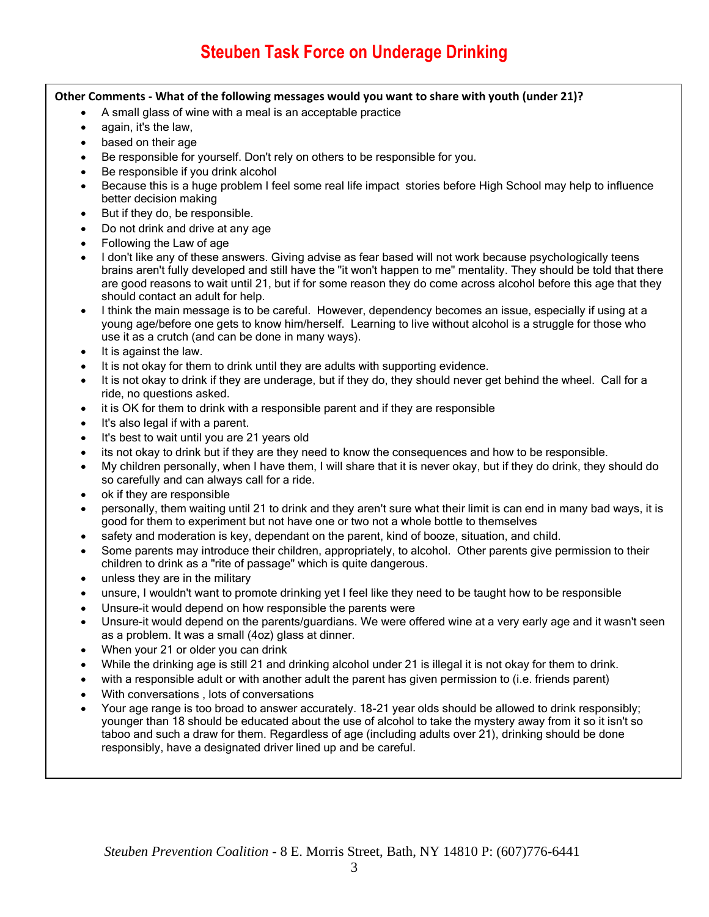# Steuben Task Force on Underage Drinking

**Other Comments - What of the following messages would you want to share with youth (under 21)?**

- A small glass of wine with a meal is an acceptable practice
- again, it's the law,
- based on their age
- Be responsible for yourself. Don't rely on others to be responsible for you.
- Be responsible if you drink alcohol
- Because this is a huge problem I feel some real life impact stories before High School may help to influence better decision making
- But if they do, be responsible.
- Do not drink and drive at any age
- Following the Law of age
- I don't like any of these answers. Giving advise as fear based will not work because psychologically teens brains aren't fully developed and still have the "it won't happen to me" mentality. They should be told that there are good reasons to wait until 21, but if for some reason they do come across alcohol before this age that they should contact an adult for help.
- I think the main message is to be careful. However, dependency becomes an issue, especially if using at a young age/before one gets to know him/herself. Learning to live without alcohol is a struggle for those who use it as a crutch (and can be done in many ways).
- It is against the law.
- It is not okay for them to drink until they are adults with supporting evidence.
- It is not okay to drink if they are underage, but if they do, they should never get behind the wheel. Call for a ride, no questions asked.
- it is OK for them to drink with a responsible parent and if they are responsible
- It's also legal if with a parent.
- It's best to wait until you are 21 years old
- its not okay to drink but if they are they need to know the consequences and how to be responsible.
- My children personally, when I have them, I will share that it is never okay, but if they do drink, they should do so carefully and can always call for a ride.
- ok if they are responsible
- personally, them waiting until 21 to drink and they aren't sure what their limit is can end in many bad ways, it is good for them to experiment but not have one or two not a whole bottle to themselves
- safety and moderation is key, dependant on the parent, kind of booze, situation, and child.
- Some parents may introduce their children, appropriately, to alcohol. Other parents give permission to their children to drink as a "rite of passage" which is quite dangerous.
- unless they are in the military
- unsure, I wouldn't want to promote drinking yet I feel like they need to be taught how to be responsible
- Unsure-it would depend on how responsible the parents were
- Unsure-it would depend on the parents/guardians. We were offered wine at a very early age and it wasn't seen as a problem. It was a small (4oz) glass at dinner.
- When your 21 or older you can drink
- While the drinking age is still 21 and drinking alcohol under 21 is illegal it is not okay for them to drink.
- with a responsible adult or with another adult the parent has given permission to (i.e. friends parent)
- With conversations , lots of conversations
- Your age range is too broad to answer accurately. 18-21 year olds should be allowed to drink responsibly; younger than 18 should be educated about the use of alcohol to take the mystery away from it so it isn't so taboo and such a draw for them. Regardless of age (including adults over 21), drinking should be done responsibly, have a designated driver lined up and be careful.

*Steuben Prevention Coalition* - 8 E. Morris Street, Bath, NY 14810 P: (607)776-6441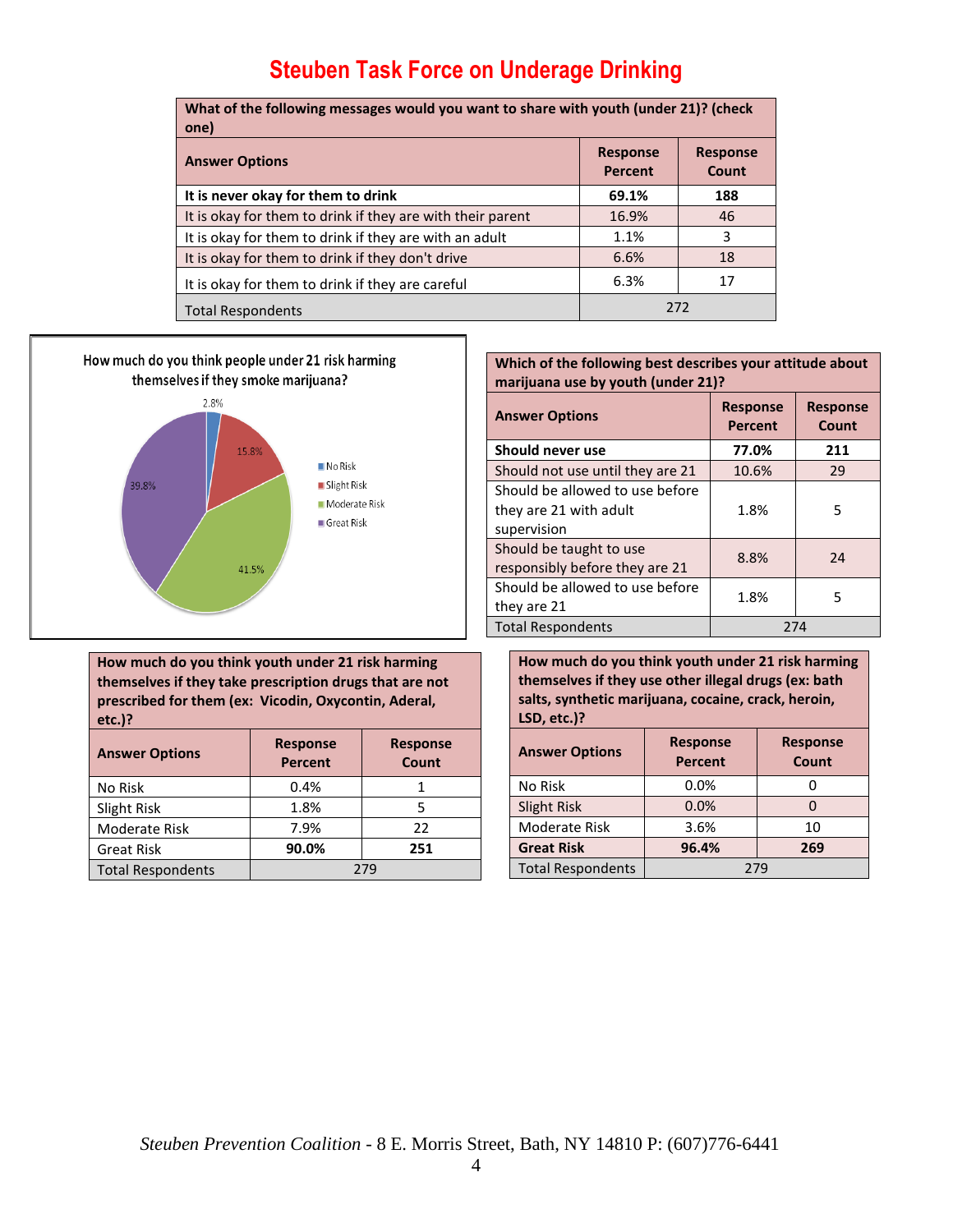# Steuben Task Force on Underage Drinking

| What of the following messages would you want to share with youth (under 21)? (check one) | | |
|---|---|---|
| **Answer Options** | **Response Percent** | **Response Count** |
| **It is never okay for them to drink** | **69.1%** | **188** |
| It is okay for them to drink if they are with their parent | 16.9% | 46 |
| It is okay for them to drink if they are with an adult | 1.1% | 3 |
| It is okay for them to drink if they don't drive | 6.6% | 18 |
| It is okay for them to drink if they are careful | 6.3% | 17 |
| Total Respondents | 272 | |

How much do you think people under 21 risk harming themselves if they smoke marijuana?

- No Risk: 2.8%
- Slight Risk: 15.8%
- Moderate Risk: 41.5%
- Great Risk: 39.8%

| Which of the following best describes your attitude about marijuana use by youth (under 21)? | | |
|---|---|---|
| **Answer Options** | **Response Percent** | **Response Count** |
| **Should never use** | **77.0%** | **211** |
| Should not use until they are 21 | 10.6% | 29 |
| Should be allowed to use before they are 21 with adult supervision | 1.8% | 5 |
| Should be taught to use responsibly before they are 21 | 8.8% | 24 |
| Should be allowed to use before they are 21 | 1.8% | 5 |
| Total Respondents | 274 | |

| How much do you think youth under 21 risk harming themselves if they take prescription drugs that are not prescribed for them (ex: Vicodin, Oxycontin, Aderal, etc.)? | | |
|---|---|---|
| **Answer Options** | **Response Percent** | **Response Count** |
| No Risk | 0.4% | 1 |
| Slight Risk | 1.8% | 5 |
| Moderate Risk | 7.9% | 22 |
| Great Risk | **90.0%** | **251** |
| Total Respondents | 279 | |

| How much do you think youth under 21 risk harming themselves if they use other illegal drugs (ex: bath salts, synthetic marijuana, cocaine, crack, heroin, LSD, etc.)? | | |
|---|---|---|
| **Answer Options** | **Response Percent** | **Response Count** |
| No Risk | 0.0% | 0 |
| Slight Risk | 0.0% | 0 |
| Moderate Risk | 3.6% | 10 |
| **Great Risk** | **96.4%** | **269** |
| Total Respondents | 279 | |

*Steuben Prevention Coalition* - 8 E. Morris Street, Bath, NY 14810 P: (607)776-6441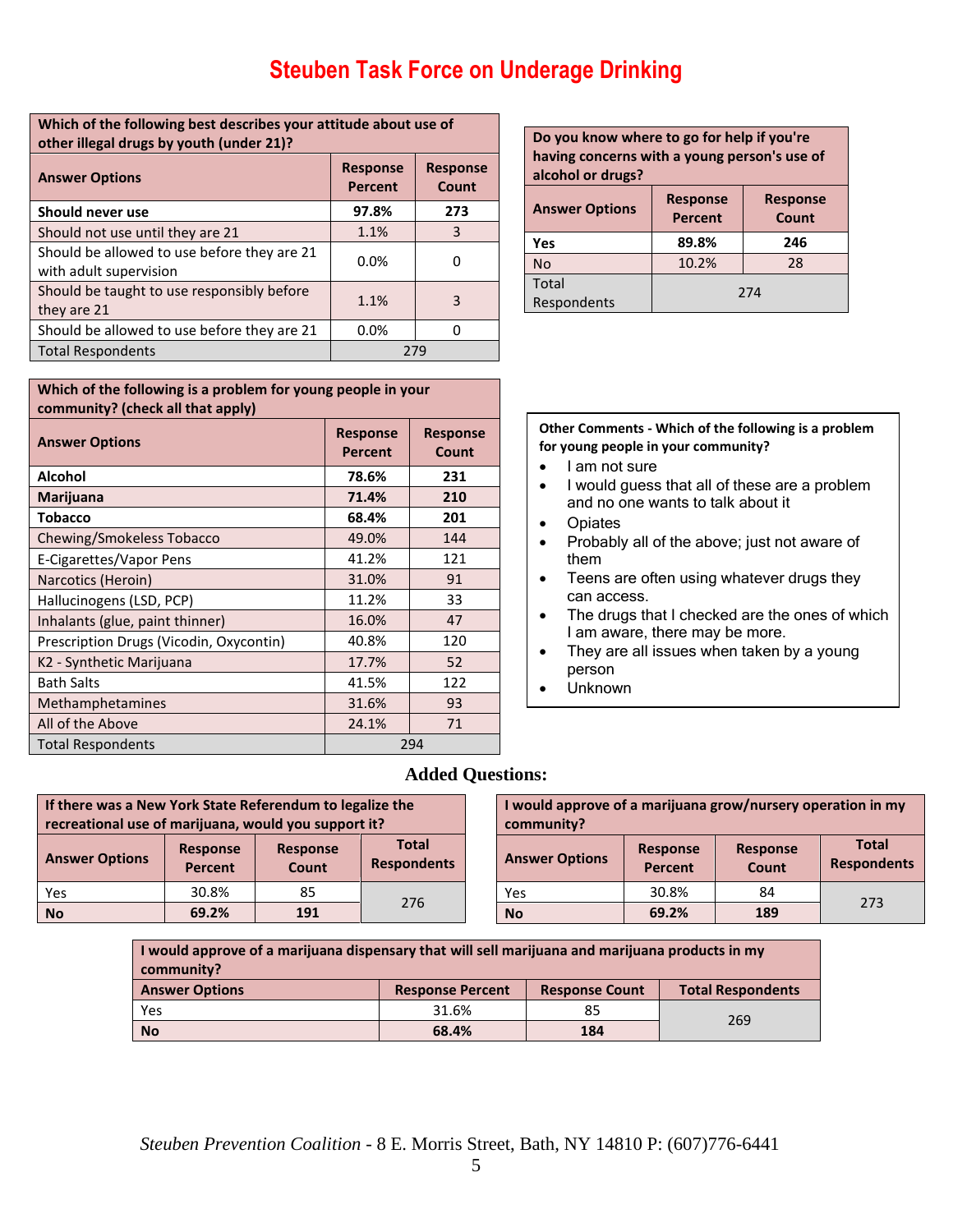# Steuben Task Force on Underage Drinking

| Which of the following best describes your attitude about use of other illegal drugs by youth (under 21)? | | |
|---|---|---|
| **Answer Options** | **Response Percent** | **Response Count** |
| **Should never use** | **97.8%** | **273** |
| Should not use until they are 21 | 1.1% | 3 |
| Should be allowed to use before they are 21 with adult supervision | 0.0% | 0 |
| Should be taught to use responsibly before they are 21 | 1.1% | 3 |
| Should be allowed to use before they are 21 | 0.0% | 0 |
| Total Respondents | 279 | |

| Do you know where to go for help if you're having concerns with a young person's use of alcohol or drugs? | | |
|---|---|---|
| **Answer Options** | **Response Percent** | **Response Count** |
| **Yes** | **89.8%** | **246** |
| No | 10.2% | 28 |
| Total Respondents | 274 | |

| Which of the following is a problem for young people in your community? (check all that apply) | | |
|---|---|---|
| **Answer Options** | **Response Percent** | **Response Count** |
| **Alcohol** | **78.6%** | **231** |
| **Marijuana** | **71.4%** | **210** |
| **Tobacco** | **68.4%** | **201** |
| Chewing/Smokeless Tobacco | 49.0% | 144 |
| E-Cigarettes/Vapor Pens | 41.2% | 121 |
| Narcotics (Heroin) | 31.0% | 91 |
| Hallucinogens (LSD, PCP) | 11.2% | 33 |
| Inhalants (glue, paint thinner) | 16.0% | 47 |
| Prescription Drugs (Vicodin, Oxycontin) | 40.8% | 120 |
| K2 - Synthetic Marijuana | 17.7% | 52 |
| Bath Salts | 41.5% | 122 |
| Methamphetamines | 31.6% | 93 |
| All of the Above | 24.1% | 71 |
| Total Respondents | 294 | |

**Other Comments - Which of the following is a problem for young people in your community?**

- I am not sure
- I would guess that all of these are a problem and no one wants to talk about it
- Opiates
- Probably all of the above; just not aware of them
- Teens are often using whatever drugs they can access.
- The drugs that I checked are the ones of which I am aware, there may be more.
- They are all issues when taken by a young person
- Unknown

## Added Questions:

| If there was a New York State Referendum to legalize the recreational use of marijuana, would you support it? | | | |
|---|---|---|---|
| **Answer Options** | **Response Percent** | **Response Count** | **Total Respondents** |
| Yes | 30.8% | 85 | 276 |
| **No** | **69.2%** | **191** | |

| I would approve of a marijuana grow/nursery operation in my community? | | | |
|---|---|---|---|
| **Answer Options** | **Response Percent** | **Response Count** | **Total Respondents** |
| Yes | 30.8% | 84 | 273 |
| **No** | **69.2%** | **189** | |

| I would approve of a marijuana dispensary that will sell marijuana and marijuana products in my community? | | | |
|---|---|---|---|
| **Answer Options** | **Response Percent** | **Response Count** | **Total Respondents** |
| Yes | 31.6% | 85 | 269 |
| **No** | **68.4%** | **184** | |

*Steuben Prevention Coalition* - 8 E. Morris Street, Bath, NY 14810 P: (607)776-6441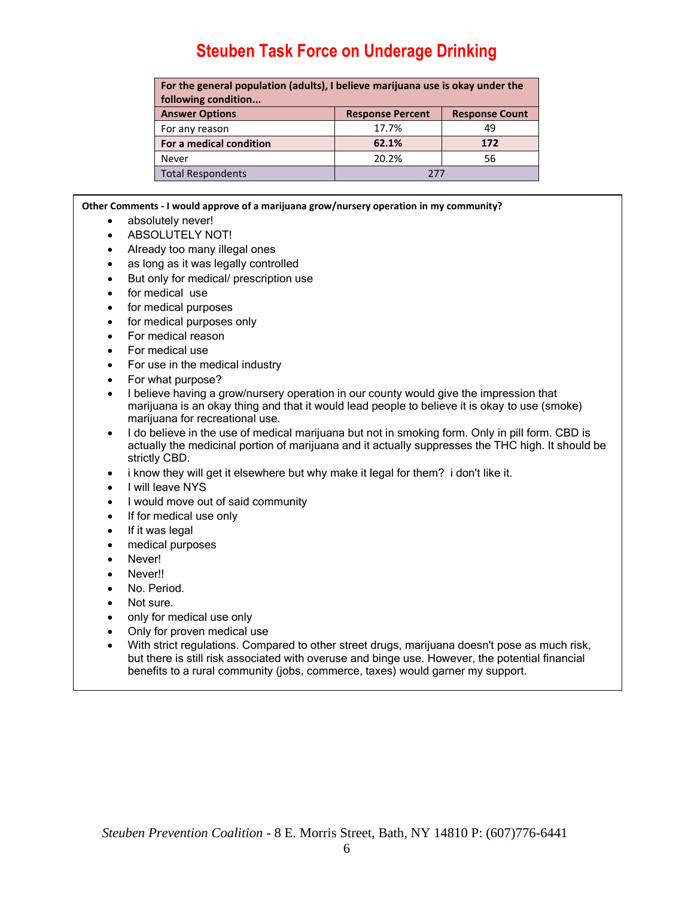# Steuben Task Force on Underage Drinking

| For the general population (adults), I believe marijuana use is okay under the following condition... | | |
|---|---|---|
| **Answer Options** | **Response Percent** | **Response Count** |
| For any reason | 17.7% | 49 |
| **For a medical condition** | **62.1%** | **172** |
| Never | 20.2% | 56 |
| Total Respondents | 277 | |

**Other Comments - I would approve of a marijuana grow/nursery operation in my community?**

- absolutely never!
- ABSOLUTELY NOT!
- Already too many illegal ones
- as long as it was legally controlled
- But only for medical/ prescription use
- for medical use
- for medical purposes
- for medical purposes only
- For medical reason
- For medical use
- For use in the medical industry
- For what purpose?
- I believe having a grow/nursery operation in our county would give the impression that marijuana is an okay thing and that it would lead people to believe it is okay to use (smoke) marijuana for recreational use.
- I do believe in the use of medical marijuana but not in smoking form. Only in pill form. CBD is actually the medicinal portion of marijuana and it actually suppresses the THC high. It should be strictly CBD.
- i know they will get it elsewhere but why make it legal for them? i don't like it.
- I will leave NYS
- I would move out of said community
- If for medical use only
- If it was legal
- medical purposes
- Never!
- Never!!
- No. Period.
- Not sure.
- only for medical use only
- Only for proven medical use
- With strict regulations. Compared to other street drugs, marijuana doesn't pose as much risk, but there is still risk associated with overuse and binge use. However, the potential financial benefits to a rural community (jobs, commerce, taxes) would garner my support.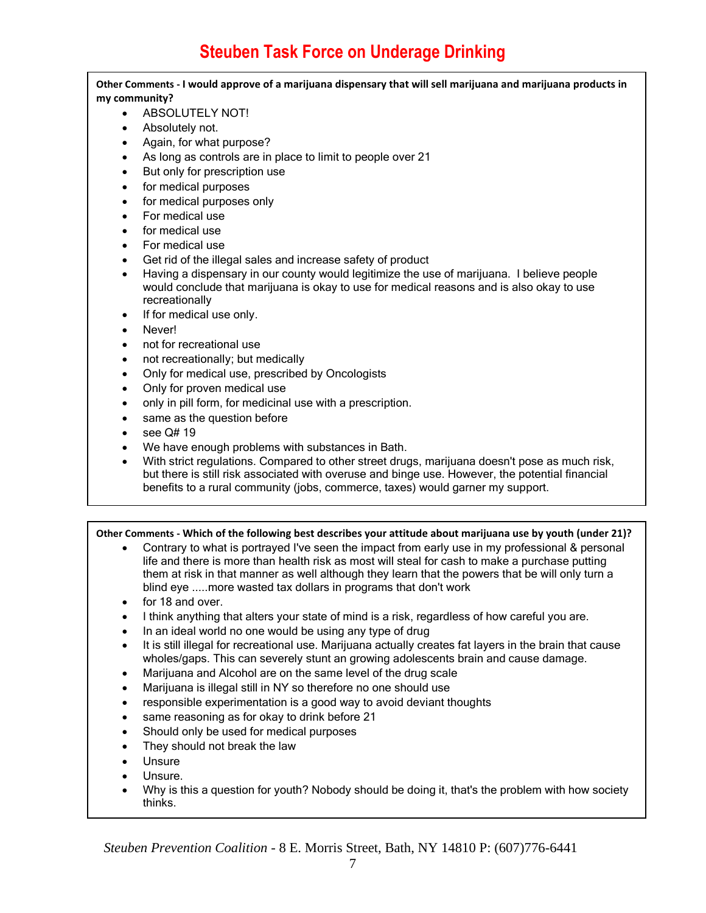**Other Comments - I would approve of a marijuana dispensary that will sell marijuana and marijuana products in my community?**

- ABSOLUTELY NOT!
- Absolutely not.
- Again, for what purpose?
- As long as controls are in place to limit to people over 21
- But only for prescription use
- for medical purposes
- for medical purposes only
- For medical use
- for medical use
- For medical use
- Get rid of the illegal sales and increase safety of product
- Having a dispensary in our county would legitimize the use of marijuana. I believe people would conclude that marijuana is okay to use for medical reasons and is also okay to use recreationally
- If for medical use only.
- Never!
- not for recreational use
- not recreationally; but medically
- Only for medical use, prescribed by Oncologists
- Only for proven medical use
- only in pill form, for medicinal use with a prescription.
- same as the question before
- see Q# 19
- We have enough problems with substances in Bath.
- With strict regulations. Compared to other street drugs, marijuana doesn't pose as much risk, but there is still risk associated with overuse and binge use. However, the potential financial benefits to a rural community (jobs, commerce, taxes) would garner my support.

**Other Comments - Which of the following best describes your attitude about marijuana use by youth (under 21)?**

- Contrary to what is portrayed I've seen the impact from early use in my professional & personal life and there is more than health risk as most will steal for cash to make a purchase putting them at risk in that manner as well although they learn that the powers that be will only turn a blind eye .....more wasted tax dollars in programs that don't work
- for 18 and over.
- I think anything that alters your state of mind is a risk, regardless of how careful you are.
- In an ideal world no one would be using any type of drug
- It is still illegal for recreational use. Marijuana actually creates fat layers in the brain that cause wholes/gaps. This can severely stunt an growing adolescents brain and cause damage.
- Marijuana and Alcohol are on the same level of the drug scale
- Marijuana is illegal still in NY so therefore no one should use
- responsible experimentation is a good way to avoid deviant thoughts
- same reasoning as for okay to drink before 21
- Should only be used for medical purposes
- They should not break the law
- Unsure
- Unsure.
- Why is this a question for youth? Nobody should be doing it, that's the problem with how society thinks.

*Steuben Prevention Coalition* - 8 E. Morris Street, Bath, NY 14810 P: (607)776-6441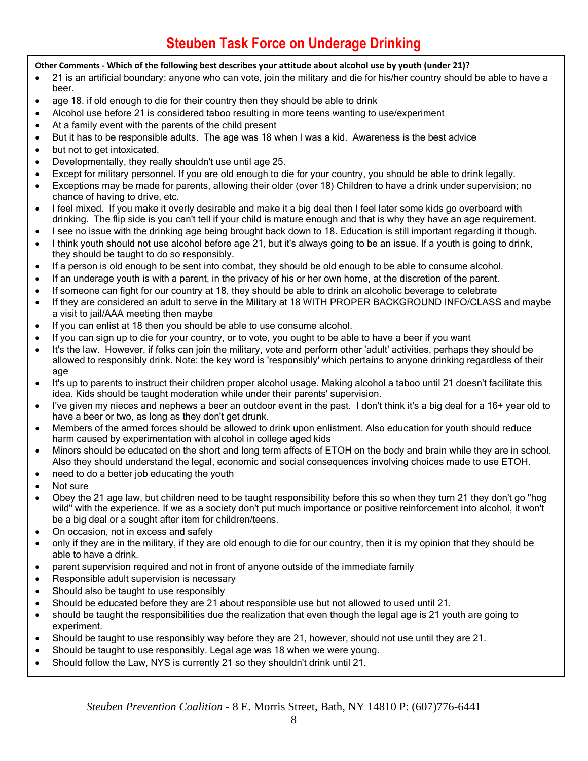# Steuben Task Force on Underage Drinking

**Other Comments - Which of the following best describes your attitude about alcohol use by youth (under 21)?**

- 21 is an artificial boundary; anyone who can vote, join the military and die for his/her country should be able to have a beer.
- age 18. if old enough to die for their country then they should be able to drink
- Alcohol use before 21 is considered taboo resulting in more teens wanting to use/experiment
- At a family event with the parents of the child present
- But it has to be responsible adults. The age was 18 when I was a kid. Awareness is the best advice
- but not to get intoxicated.
- Developmentally, they really shouldn't use until age 25.
- Except for military personnel. If you are old enough to die for your country, you should be able to drink legally.
- Exceptions may be made for parents, allowing their older (over 18) Children to have a drink under supervision; no chance of having to drive, etc.
- I feel mixed. If you make it overly desirable and make it a big deal then I feel later some kids go overboard with drinking. The flip side is you can't tell if your child is mature enough and that is why they have an age requirement.
- I see no issue with the drinking age being brought back down to 18. Education is still important regarding it though.
- I think youth should not use alcohol before age 21, but it's always going to be an issue. If a youth is going to drink, they should be taught to do so responsibly.
- If a person is old enough to be sent into combat, they should be old enough to be able to consume alcohol.
- If an underage youth is with a parent, in the privacy of his or her own home, at the discretion of the parent.
- If someone can fight for our country at 18, they should be able to drink an alcoholic beverage to celebrate
- If they are considered an adult to serve in the Military at 18 WITH PROPER BACKGROUND INFO/CLASS and maybe a visit to jail/AAA meeting then maybe
- If you can enlist at 18 then you should be able to use consume alcohol.
- If you can sign up to die for your country, or to vote, you ought to be able to have a beer if you want
- It's the law. However, if folks can join the military, vote and perform other 'adult' activities, perhaps they should be allowed to responsibly drink. Note: the key word is 'responsibly' which pertains to anyone drinking regardless of their age
- It's up to parents to instruct their children proper alcohol usage. Making alcohol a taboo until 21 doesn't facilitate this idea. Kids should be taught moderation while under their parents' supervision.
- I've given my nieces and nephews a beer an outdoor event in the past. I don't think it's a big deal for a 16+ year old to have a beer or two, as long as they don't get drunk.
- Members of the armed forces should be allowed to drink upon enlistment. Also education for youth should reduce harm caused by experimentation with alcohol in college aged kids
- Minors should be educated on the short and long term affects of ETOH on the body and brain while they are in school. Also they should understand the legal, economic and social consequences involving choices made to use ETOH.
- need to do a better job educating the youth
- Not sure
- Obey the 21 age law, but children need to be taught responsibility before this so when they turn 21 they don't go "hog wild" with the experience. If we as a society don't put much importance or positive reinforcement into alcohol, it won't be a big deal or a sought after item for children/teens.
- On occasion, not in excess and safely
- only if they are in the military, if they are old enough to die for our country, then it is my opinion that they should be able to have a drink.
- parent supervision required and not in front of anyone outside of the immediate family
- Responsible adult supervision is necessary
- Should also be taught to use responsibly
- Should be educated before they are 21 about responsible use but not allowed to used until 21.
- should be taught the responsibilities due the realization that even though the legal age is 21 youth are going to experiment.
- Should be taught to use responsibly way before they are 21, however, should not use until they are 21.
- Should be taught to use responsibly. Legal age was 18 when we were young.
- Should follow the Law, NYS is currently 21 so they shouldn't drink until 21.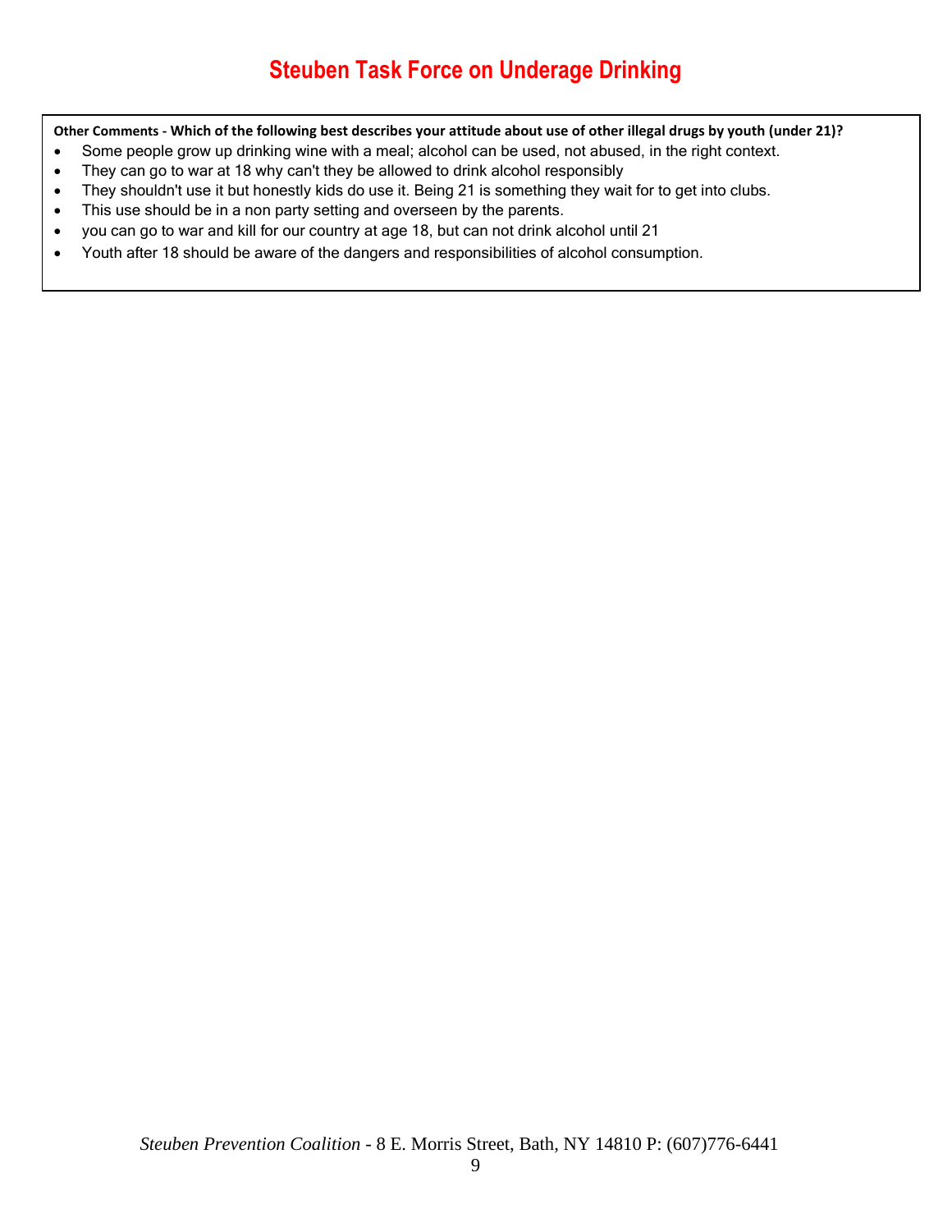**Other Comments - Which of the following best describes your attitude about use of other illegal drugs by youth (under 21)?**

- Some people grow up drinking wine with a meal; alcohol can be used, not abused, in the right context.
- They can go to war at 18 why can't they be allowed to drink alcohol responsibly
- They shouldn't use it but honestly kids do use it. Being 21 is something they wait for to get into clubs.
- This use should be in a non party setting and overseen by the parents.
- you can go to war and kill for our country at age 18, but can not drink alcohol until 21
- Youth after 18 should be aware of the dangers and responsibilities of alcohol consumption.